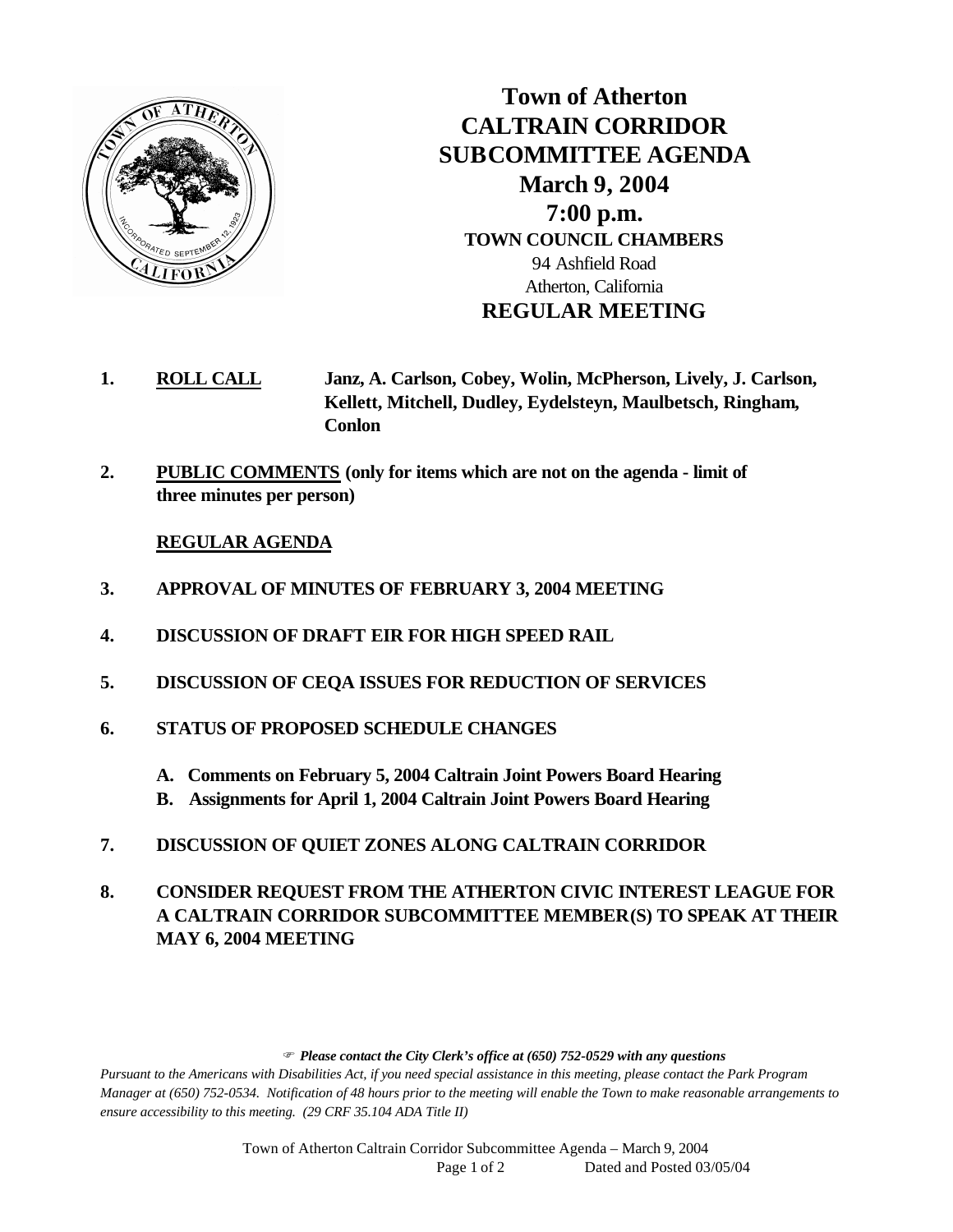# Town of Atherton
# CALTRAIN CORRIDOR SUBCOMMITTEE AGENDA
## March 9, 2004
## 7:00 p.m.
### TOWN COUNCIL CHAMBERS
94 Ashfield Road
Atherton, California
### REGULAR MEETING

1. **ROLL CALL** **Janz, A. Carlson, Cobey, Wolin, McPherson, Lively, J. Carlson, Kellett, Mitchell, Dudley, Eydelsteyn, Maulbetsch, Ringham, Conlon**

2. **PUBLIC COMMENTS (only for items which are not on the agenda - limit of three minutes per person)**

   **REGULAR AGENDA**

3. **APPROVAL OF MINUTES OF FEBRUARY 3, 2004 MEETING**

4. **DISCUSSION OF DRAFT EIR FOR HIGH SPEED RAIL**

5. **DISCUSSION OF CEQA ISSUES FOR REDUCTION OF SERVICES**

6. **STATUS OF PROPOSED SCHEDULE CHANGES**

   A. **Comments on February 5, 2004 Caltrain Joint Powers Board Hearing**
   B. **Assignments for April 1, 2004 Caltrain Joint Powers Board Hearing**

7. **DISCUSSION OF QUIET ZONES ALONG CALTRAIN CORRIDOR**

8. **CONSIDER REQUEST FROM THE ATHERTON CIVIC INTEREST LEAGUE FOR A CALTRAIN CORRIDOR SUBCOMMITTEE MEMBER(S) TO SPEAK AT THEIR MAY 6, 2004 MEETING**

***Please contact the City Clerk's office at (650) 752-0529 with any questions***

*Pursuant to the Americans with Disabilities Act, if you need special assistance in this meeting, please contact the Park Program Manager at (650) 752-0534. Notification of 48 hours prior to the meeting will enable the Town to make reasonable arrangements to ensure accessibility to this meeting. (29 CRF 35.104 ADA Title II)*

Town of Atherton Caltrain Corridor Subcommittee Agenda – March 9, 2004
Dated and Posted 03/05/04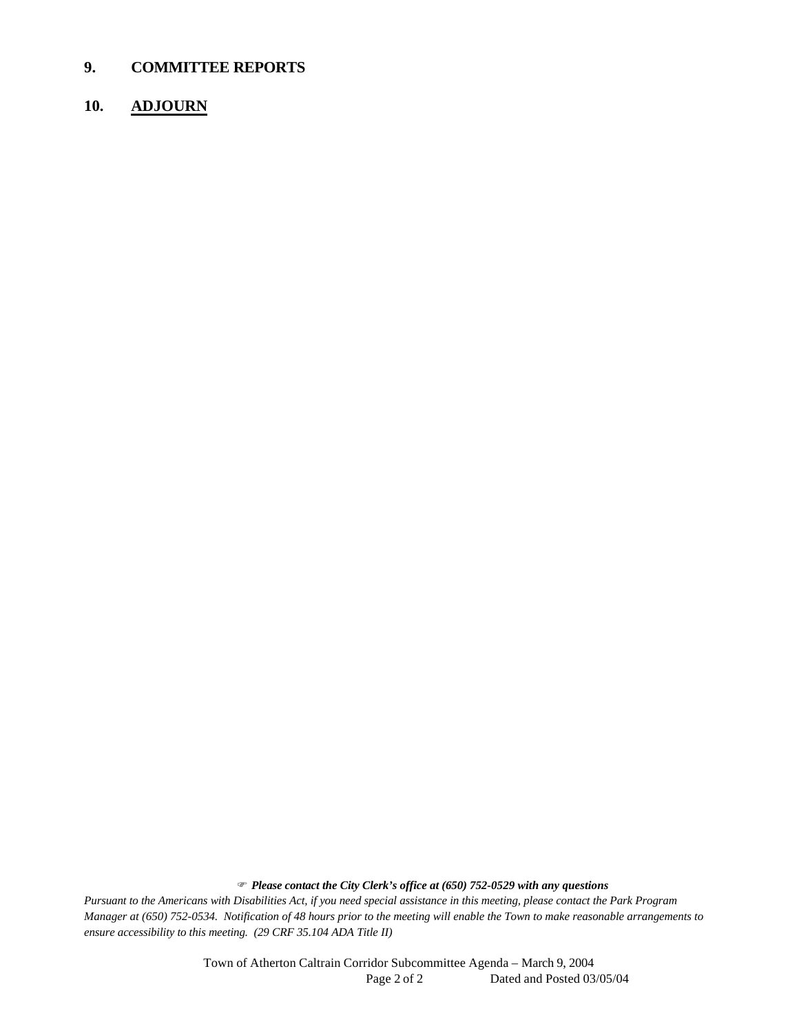**9. COMMITTEE REPORTS**

**10. ADJOURN**

☞ ***Please contact the City Clerk's office at (650) 752-0529 with any questions***

*Pursuant to the Americans with Disabilities Act, if you need special assistance in this meeting, please contact the Park Program Manager at (650) 752-0534. Notification of 48 hours prior to the meeting will enable the Town to make reasonable arrangements to ensure accessibility to this meeting. (29 CRF 35.104 ADA Title II)*